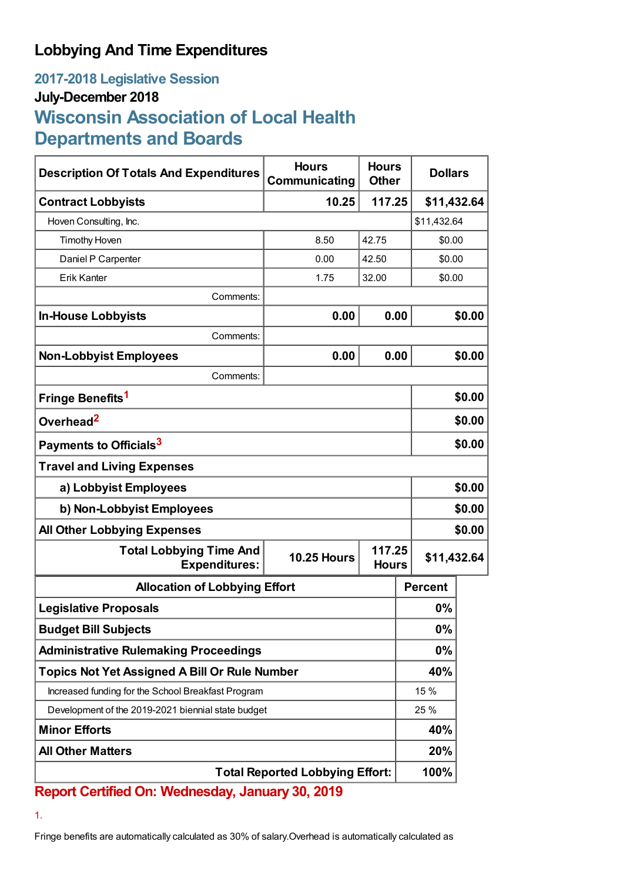# Lobbying And Time Expenditures

## 2017-2018 Legislative Session

### July-December 2018

## Wisconsin Association of Local Health Departments and Boards

| Description Of Totals And Expenditures | Hours Communicating | Hours Other | Dollars |
|---|---|---|---|
| **Contract Lobbyists** | **10.25** | **117.25** | **$11,432.64** |
| Hoven Consulting, Inc. | | | $11,432.64 |
| Timothy Hoven | 8.50 | 42.75 | $0.00 |
| Daniel P Carpenter | 0.00 | 42.50 | $0.00 |
| Erik Kanter | 1.75 | 32.00 | $0.00 |
| Comments: | | | |
| **In-House Lobbyists** | **0.00** | **0.00** | **$0.00** |
| Comments: | | | |
| **Non-Lobbyist Employees** | **0.00** | **0.00** | **$0.00** |
| Comments: | | | |
| **Fringe Benefits**[1] | | | **$0.00** |
| **Overhead**[2] | | | **$0.00** |
| **Payments to Officials**[3] | | | **$0.00** |
| **Travel and Living Expenses** | | | |
| **a) Lobbyist Employees** | | | **$0.00** |
| **b) Non-Lobbyist Employees** | | | **$0.00** |
| **All Other Lobbying Expenses** | | | **$0.00** |
| **Total Lobbying Time And Expenditures:** | **10.25 Hours** | **117.25 Hours** | **$11,432.64** |

| Allocation of Lobbying Effort | Percent |
|---|---|
| **Legislative Proposals** | **0%** |
| **Budget Bill Subjects** | **0%** |
| **Administrative Rulemaking Proceedings** | **0%** |
| **Topics Not Yet Assigned A Bill Or Rule Number** | **40%** |
| Increased funding for the School Breakfast Program | 15 % |
| Development of the 2019-2021 biennial state budget | 25 % |
| **Minor Efforts** | **40%** |
| **All Other Matters** | **20%** |
| **Total Reported Lobbying Effort:** | **100%** |

**Report Certified On: Wednesday, January 30, 2019**

1.

Fringe benefits are automatically calculated as 30% of salary.Overhead is automatically calculated as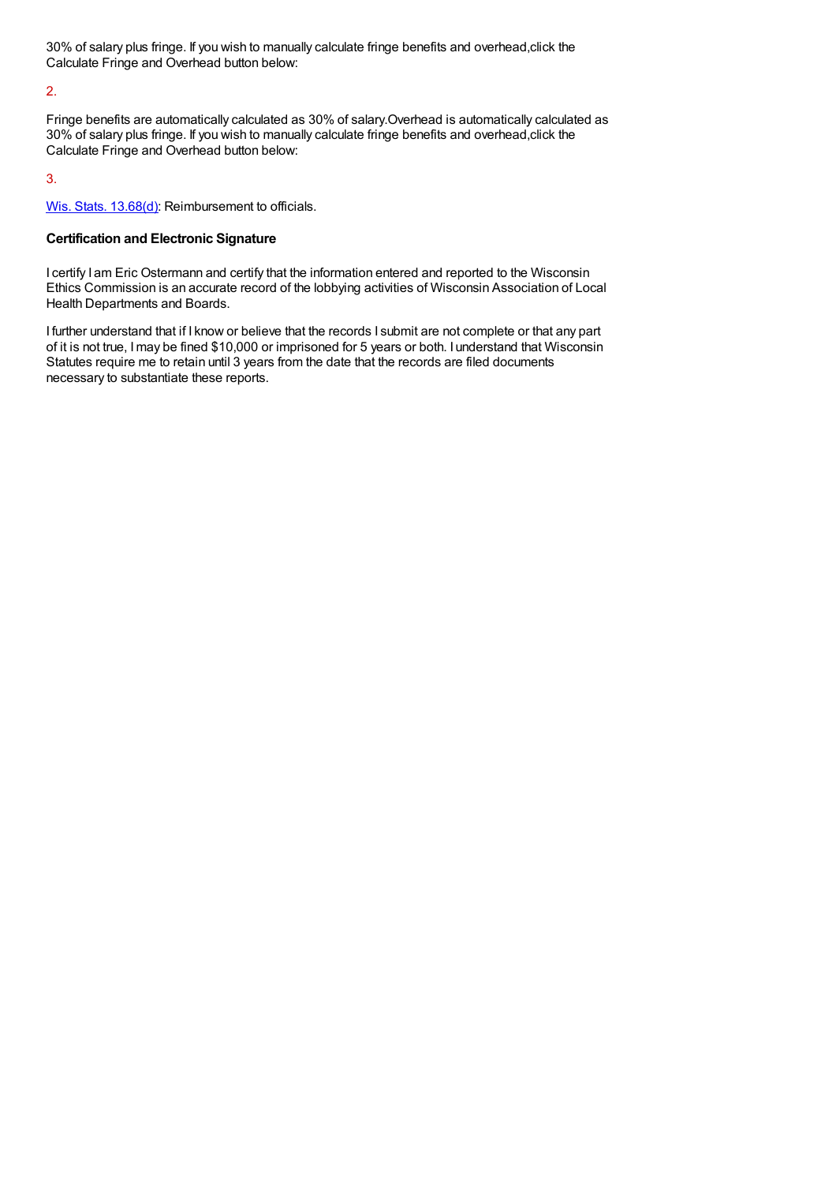30% of salary plus fringe. If you wish to manually calculate fringe benefits and overhead,click the Calculate Fringe and Overhead button below:

2.

Fringe benefits are automatically calculated as 30% of salary.Overhead is automatically calculated as 30% of salary plus fringe. If you wish to manually calculate fringe benefits and overhead,click the Calculate Fringe and Overhead button below:

3.

Wis. Stats. 13.68(d): Reimbursement to officials.

### Certification and Electronic Signature

I certify I am Eric Ostermann and certify that the information entered and reported to the Wisconsin Ethics Commission is an accurate record of the lobbying activities of Wisconsin Association of Local Health Departments and Boards.

I further understand that if I know or believe that the records I submit are not complete or that any part of it is not true, I may be fined $10,000 or imprisoned for 5 years or both. I understand that Wisconsin Statutes require me to retain until 3 years from the date that the records are filed documents necessary to substantiate these reports.